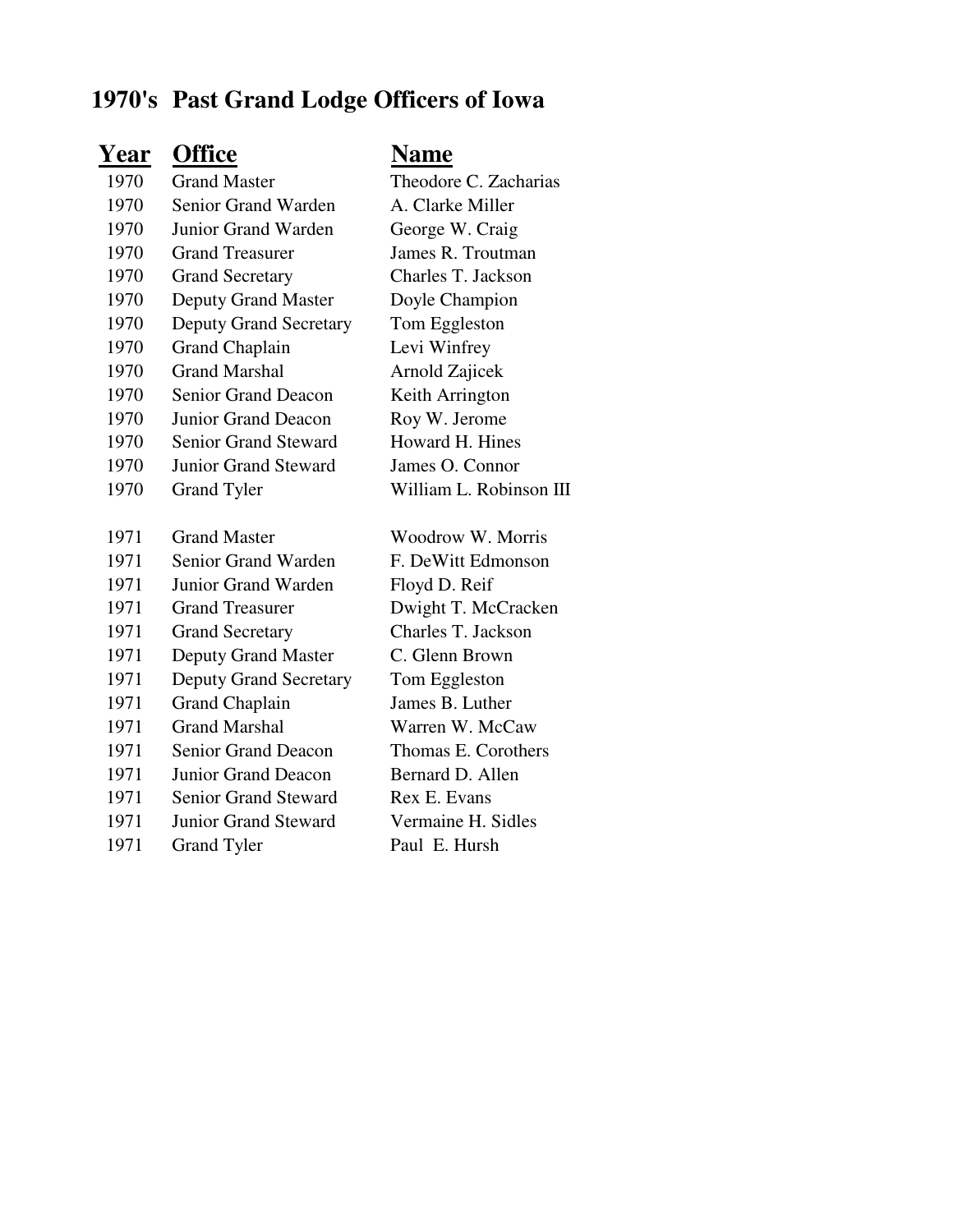# 1970's Past Grand Lodge Officers of Iowa

| Year | Office | Name |
|---|---|---|
| 1970 | Grand Master | Theodore C. Zacharias |
| 1970 | Senior Grand Warden | A. Clarke Miller |
| 1970 | Junior Grand Warden | George W. Craig |
| 1970 | Grand Treasurer | James R. Troutman |
| 1970 | Grand Secretary | Charles T. Jackson |
| 1970 | Deputy Grand Master | Doyle Champion |
| 1970 | Deputy Grand Secretary | Tom Eggleston |
| 1970 | Grand Chaplain | Levi Winfrey |
| 1970 | Grand Marshal | Arnold Zajicek |
| 1970 | Senior Grand Deacon | Keith Arrington |
| 1970 | Junior Grand Deacon | Roy W. Jerome |
| 1970 | Senior Grand Steward | Howard H. Hines |
| 1970 | Junior Grand Steward | James O. Connor |
| 1970 | Grand Tyler | William L. Robinson III |
| 1971 | Grand Master | Woodrow W. Morris |
| 1971 | Senior Grand Warden | F. DeWitt Edmonson |
| 1971 | Junior Grand Warden | Floyd D. Reif |
| 1971 | Grand Treasurer | Dwight T. McCracken |
| 1971 | Grand Secretary | Charles T. Jackson |
| 1971 | Deputy Grand Master | C. Glenn Brown |
| 1971 | Deputy Grand Secretary | Tom Eggleston |
| 1971 | Grand Chaplain | James B. Luther |
| 1971 | Grand Marshal | Warren W. McCaw |
| 1971 | Senior Grand Deacon | Thomas E. Corothers |
| 1971 | Junior Grand Deacon | Bernard D. Allen |
| 1971 | Senior Grand Steward | Rex E. Evans |
| 1971 | Junior Grand Steward | Vermaine H. Sidles |
| 1971 | Grand Tyler | Paul E. Hursh |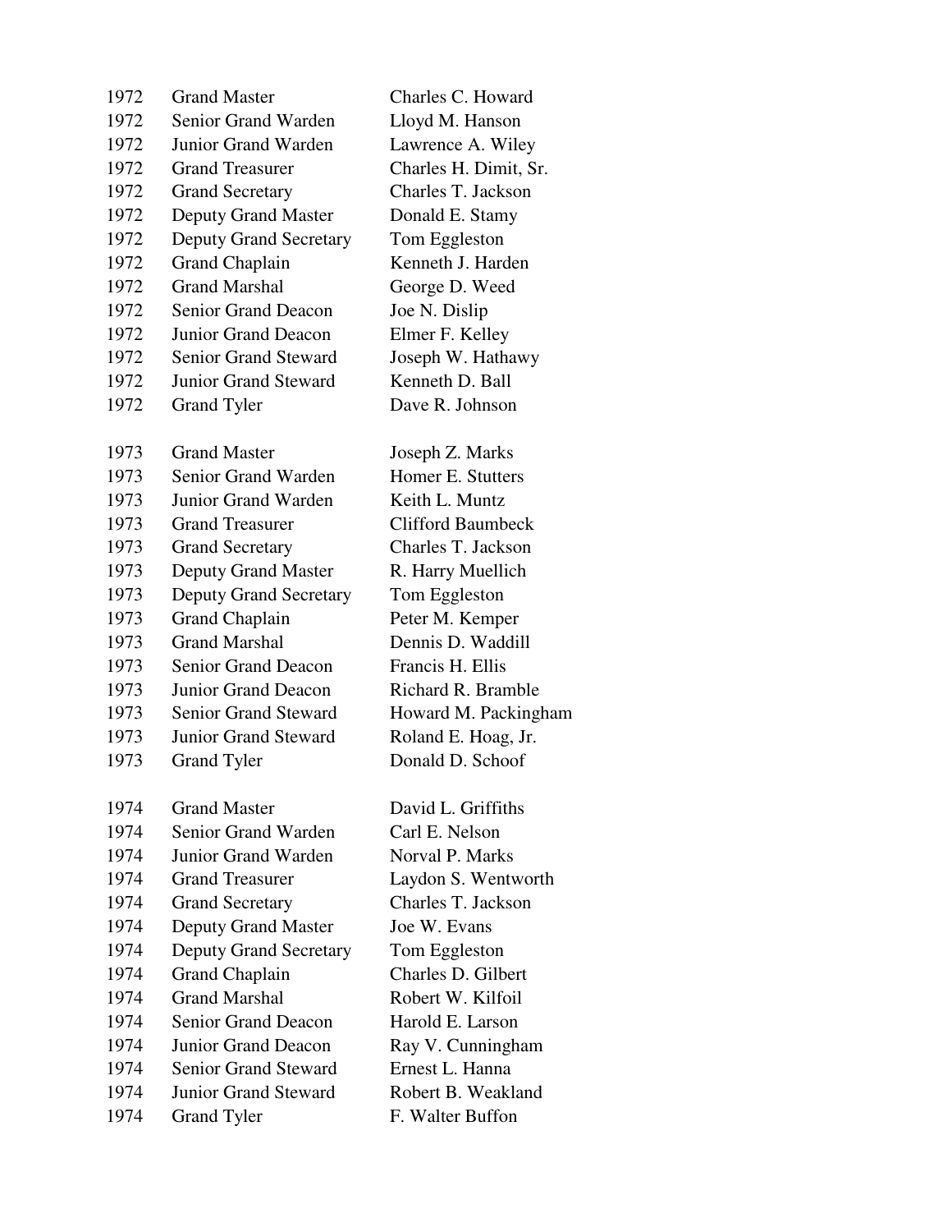| | | |
|---|---|---|
| 1972 | Grand Master | Charles C. Howard |
| 1972 | Senior Grand Warden | Lloyd M. Hanson |
| 1972 | Junior Grand Warden | Lawrence A. Wiley |
| 1972 | Grand Treasurer | Charles H. Dimit, Sr. |
| 1972 | Grand Secretary | Charles T. Jackson |
| 1972 | Deputy Grand Master | Donald E. Stamy |
| 1972 | Deputy Grand Secretary | Tom Eggleston |
| 1972 | Grand Chaplain | Kenneth J. Harden |
| 1972 | Grand Marshal | George D. Weed |
| 1972 | Senior Grand Deacon | Joe N. Dislip |
| 1972 | Junior Grand Deacon | Elmer F. Kelley |
| 1972 | Senior Grand Steward | Joseph W. Hathawy |
| 1972 | Junior Grand Steward | Kenneth D. Ball |
| 1972 | Grand Tyler | Dave R. Johnson |
| | | |
| 1973 | Grand Master | Joseph Z. Marks |
| 1973 | Senior Grand Warden | Homer E. Stutters |
| 1973 | Junior Grand Warden | Keith L. Muntz |
| 1973 | Grand Treasurer | Clifford Baumbeck |
| 1973 | Grand Secretary | Charles T. Jackson |
| 1973 | Deputy Grand Master | R. Harry Muellich |
| 1973 | Deputy Grand Secretary | Tom Eggleston |
| 1973 | Grand Chaplain | Peter M. Kemper |
| 1973 | Grand Marshal | Dennis D. Waddill |
| 1973 | Senior Grand Deacon | Francis H. Ellis |
| 1973 | Junior Grand Deacon | Richard R. Bramble |
| 1973 | Senior Grand Steward | Howard M. Packingham |
| 1973 | Junior Grand Steward | Roland E. Hoag, Jr. |
| 1973 | Grand Tyler | Donald D. Schoof |
| | | |
| 1974 | Grand Master | David L. Griffiths |
| 1974 | Senior Grand Warden | Carl E. Nelson |
| 1974 | Junior Grand Warden | Norval P. Marks |
| 1974 | Grand Treasurer | Laydon S. Wentworth |
| 1974 | Grand Secretary | Charles T. Jackson |
| 1974 | Deputy Grand Master | Joe W. Evans |
| 1974 | Deputy Grand Secretary | Tom Eggleston |
| 1974 | Grand Chaplain | Charles D. Gilbert |
| 1974 | Grand Marshal | Robert W. Kilfoil |
| 1974 | Senior Grand Deacon | Harold E. Larson |
| 1974 | Junior Grand Deacon | Ray V. Cunningham |
| 1974 | Senior Grand Steward | Ernest L. Hanna |
| 1974 | Junior Grand Steward | Robert B. Weakland |
| 1974 | Grand Tyler | F. Walter Buffon |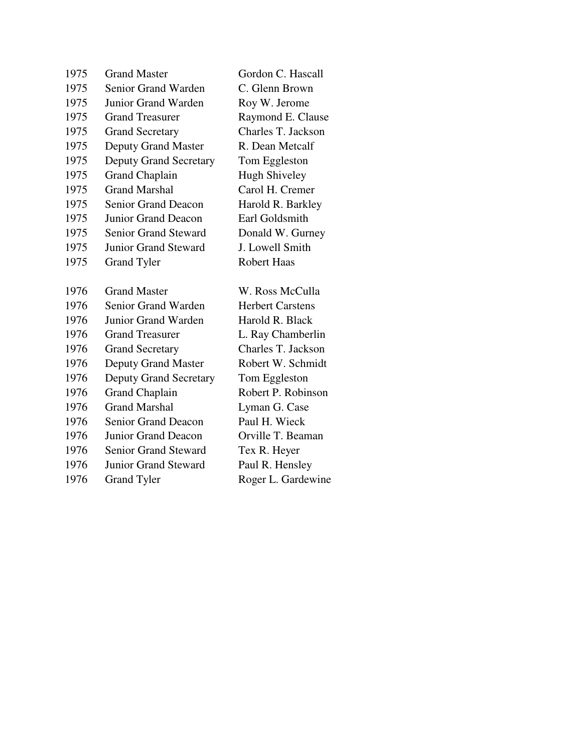| | | |
|---|---|---|
| 1975 | Grand Master | Gordon C. Hascall |
| 1975 | Senior Grand Warden | C. Glenn Brown |
| 1975 | Junior Grand Warden | Roy W. Jerome |
| 1975 | Grand Treasurer | Raymond E. Clause |
| 1975 | Grand Secretary | Charles T. Jackson |
| 1975 | Deputy Grand Master | R. Dean Metcalf |
| 1975 | Deputy Grand Secretary | Tom Eggleston |
| 1975 | Grand Chaplain | Hugh Shiveley |
| 1975 | Grand Marshal | Carol H. Cremer |
| 1975 | Senior Grand Deacon | Harold R. Barkley |
| 1975 | Junior Grand Deacon | Earl Goldsmith |
| 1975 | Senior Grand Steward | Donald W. Gurney |
| 1975 | Junior Grand Steward | J. Lowell Smith |
| 1975 | Grand Tyler | Robert Haas |
| | | |
| 1976 | Grand Master | W. Ross McCulla |
| 1976 | Senior Grand Warden | Herbert Carstens |
| 1976 | Junior Grand Warden | Harold R. Black |
| 1976 | Grand Treasurer | L. Ray Chamberlin |
| 1976 | Grand Secretary | Charles T. Jackson |
| 1976 | Deputy Grand Master | Robert W. Schmidt |
| 1976 | Deputy Grand Secretary | Tom Eggleston |
| 1976 | Grand Chaplain | Robert P. Robinson |
| 1976 | Grand Marshal | Lyman G. Case |
| 1976 | Senior Grand Deacon | Paul H. Wieck |
| 1976 | Junior Grand Deacon | Orville T. Beaman |
| 1976 | Senior Grand Steward | Tex R. Heyer |
| 1976 | Junior Grand Steward | Paul R. Hensley |
| 1976 | Grand Tyler | Roger L. Gardewine |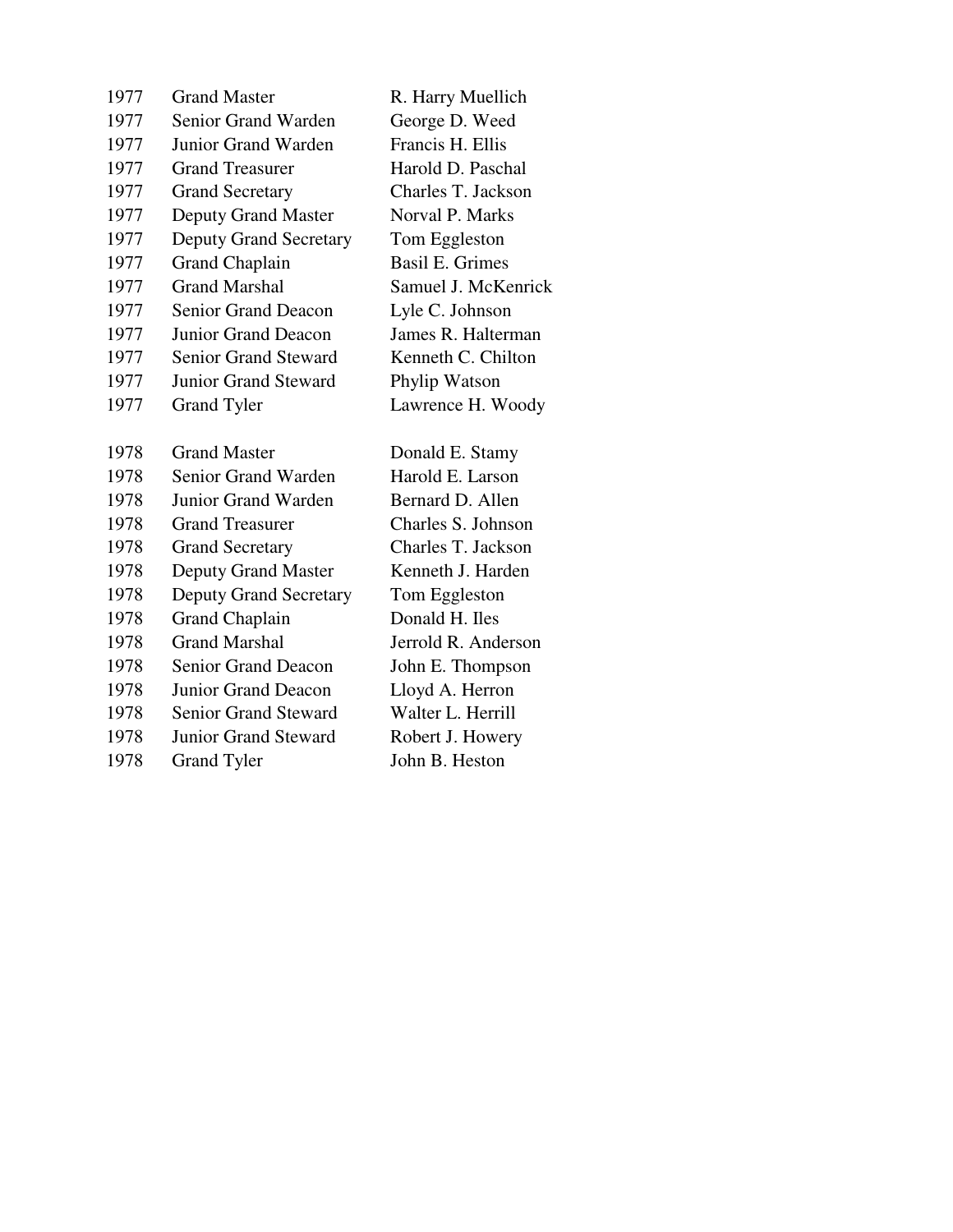| | | |
|---|---|---|
| 1977 | Grand Master | R. Harry Muellich |
| 1977 | Senior Grand Warden | George D. Weed |
| 1977 | Junior Grand Warden | Francis H. Ellis |
| 1977 | Grand Treasurer | Harold D. Paschal |
| 1977 | Grand Secretary | Charles T. Jackson |
| 1977 | Deputy Grand Master | Norval P. Marks |
| 1977 | Deputy Grand Secretary | Tom Eggleston |
| 1977 | Grand Chaplain | Basil E. Grimes |
| 1977 | Grand Marshal | Samuel J. McKenrick |
| 1977 | Senior Grand Deacon | Lyle C. Johnson |
| 1977 | Junior Grand Deacon | James R. Halterman |
| 1977 | Senior Grand Steward | Kenneth C. Chilton |
| 1977 | Junior Grand Steward | Phylip Watson |
| 1977 | Grand Tyler | Lawrence H. Woody |
| 1978 | Grand Master | Donald E. Stamy |
| 1978 | Senior Grand Warden | Harold E. Larson |
| 1978 | Junior Grand Warden | Bernard D. Allen |
| 1978 | Grand Treasurer | Charles S. Johnson |
| 1978 | Grand Secretary | Charles T. Jackson |
| 1978 | Deputy Grand Master | Kenneth J. Harden |
| 1978 | Deputy Grand Secretary | Tom Eggleston |
| 1978 | Grand Chaplain | Donald H. Iles |
| 1978 | Grand Marshal | Jerrold R. Anderson |
| 1978 | Senior Grand Deacon | John E. Thompson |
| 1978 | Junior Grand Deacon | Lloyd A. Herron |
| 1978 | Senior Grand Steward | Walter L. Herrill |
| 1978 | Junior Grand Steward | Robert J. Howery |
| 1978 | Grand Tyler | John B. Heston |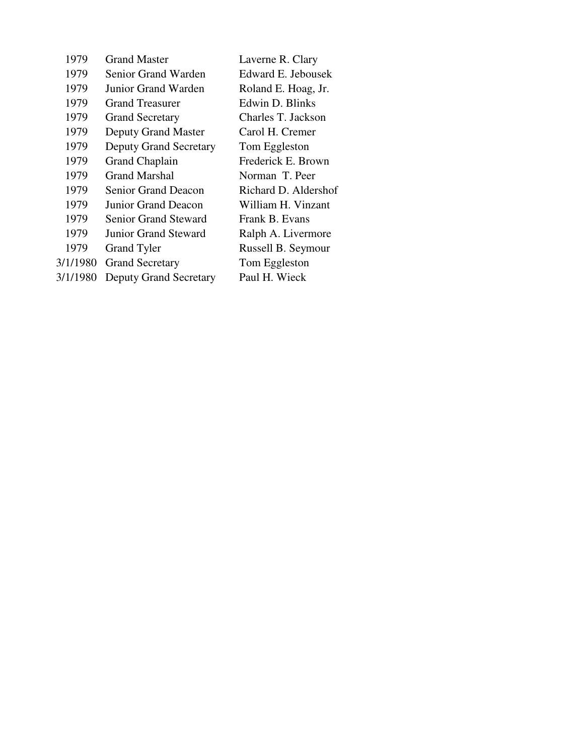| | | |
|---|---|---|
| 1979 | Grand Master | Laverne R. Clary |
| 1979 | Senior Grand Warden | Edward E. Jebousek |
| 1979 | Junior Grand Warden | Roland E. Hoag, Jr. |
| 1979 | Grand Treasurer | Edwin D. Blinks |
| 1979 | Grand Secretary | Charles T. Jackson |
| 1979 | Deputy Grand Master | Carol H. Cremer |
| 1979 | Deputy Grand Secretary | Tom Eggleston |
| 1979 | Grand Chaplain | Frederick E. Brown |
| 1979 | Grand Marshal | Norman T. Peer |
| 1979 | Senior Grand Deacon | Richard D. Aldershof |
| 1979 | Junior Grand Deacon | William H. Vinzant |
| 1979 | Senior Grand Steward | Frank B. Evans |
| 1979 | Junior Grand Steward | Ralph A. Livermore |
| 1979 | Grand Tyler | Russell B. Seymour |
| 3/1/1980 | Grand Secretary | Tom Eggleston |
| 3/1/1980 | Deputy Grand Secretary | Paul H. Wieck |